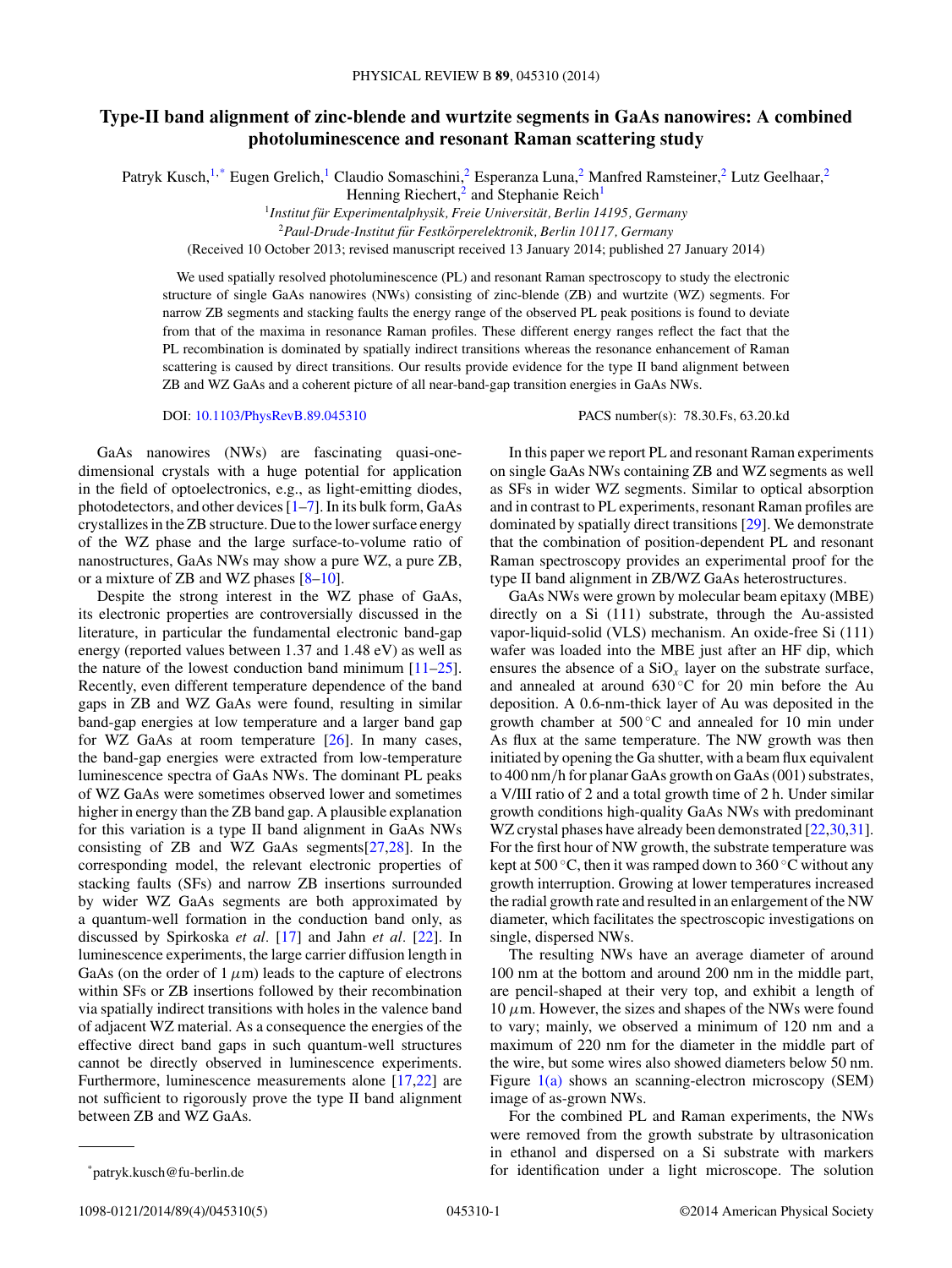# Type-II band alignment of zinc-blende and wurtzite segments in GaAs nanowires: A combined photoluminescence and resonant Raman scattering study

Patryk Kusch,[1,*] Eugen Grelich,[1] Claudio Somaschini,[2] Esperanza Luna,[2] Manfred Ramsteiner,[2] Lutz Geelhaar,[2] Henning Riechert,[2] and Stephanie Reich[1]

[1] *Institut für Experimentalphysik, Freie Universität, Berlin 14195, Germany*

[2] *Paul-Drude-Institut für Festkörperelektronik, Berlin 10117, Germany*

(Received 10 October 2013; revised manuscript received 13 January 2014; published 27 January 2014)

We used spatially resolved photoluminescence (PL) and resonant Raman spectroscopy to study the electronic structure of single GaAs nanowires (NWs) consisting of zinc-blende (ZB) and wurtzite (WZ) segments. For narrow ZB segments and stacking faults the energy range of the observed PL peak positions is found to deviate from that of the maxima in resonance Raman profiles. These different energy ranges reflect the fact that the PL recombination is dominated by spatially indirect transitions whereas the resonance enhancement of Raman scattering is caused by direct transitions. Our results provide evidence for the type II band alignment between ZB and WZ GaAs and a coherent picture of all near-band-gap transition energies in GaAs NWs.

DOI: 10.1103/PhysRevB.89.045310 PACS number(s): 78.30.Fs, 63.20.kd

GaAs nanowires (NWs) are fascinating quasi-one-dimensional crystals with a huge potential for application in the field of optoelectronics, e.g., as light-emitting diodes, photodetectors, and other devices [1–7]. In its bulk form, GaAs crystallizes in the ZB structure. Due to the lower surface energy of the WZ phase and the large surface-to-volume ratio of nanostructures, GaAs NWs may show a pure WZ, a pure ZB, or a mixture of ZB and WZ phases [8–10].

Despite the strong interest in the WZ phase of GaAs, its electronic properties are controversially discussed in the literature, in particular the fundamental electronic band-gap energy (reported values between 1.37 and 1.48 eV) as well as the nature of the lowest conduction band minimum [11–25]. Recently, even different temperature dependence of the band gaps in ZB and WZ GaAs were found, resulting in similar band-gap energies at low temperature and a larger band gap for WZ GaAs at room temperature [26]. In many cases, the band-gap energies were extracted from low-temperature luminescence spectra of GaAs NWs. The dominant PL peaks of WZ GaAs were sometimes observed lower and sometimes higher in energy than the ZB band gap. A plausible explanation for this variation is a type II band alignment in GaAs NWs consisting of ZB and WZ GaAs segments[27,28]. In the corresponding model, the relevant electronic properties of stacking faults (SFs) and narrow ZB insertions surrounded by wider WZ GaAs segments are both approximated by a quantum-well formation in the conduction band only, as discussed by Spirkoska *et al.* [17] and Jahn *et al.* [22]. In luminescence experiments, the large carrier diffusion length in GaAs (on the order of 1 $\mu$m) leads to the capture of electrons within SFs or ZB insertions followed by their recombination via spatially indirect transitions with holes in the valence band of adjacent WZ material. As a consequence the energies of the effective direct band gaps in such quantum-well structures cannot be directly observed in luminescence experiments. Furthermore, luminescence measurements alone [17,22] are not sufficient to rigorously prove the type II band alignment between ZB and WZ GaAs.

In this paper we report PL and resonant Raman experiments on single GaAs NWs containing ZB and WZ segments as well as SFs in wider WZ segments. Similar to optical absorption and in contrast to PL experiments, resonant Raman profiles are dominated by spatially direct transitions [29]. We demonstrate that the combination of position-dependent PL and resonant Raman spectroscopy provides an experimental proof for the type II band alignment in ZB/WZ GaAs heterostructures.

GaAs NWs were grown by molecular beam epitaxy (MBE) directly on a Si (111) substrate, through the Au-assisted vapor-liquid-solid (VLS) mechanism. An oxide-free Si (111) wafer was loaded into the MBE just after an HF dip, which ensures the absence of a $SiO_x$ layer on the substrate surface, and annealed at around 630 °C for 20 min before the Au deposition. A 0.6-nm-thick layer of Au was deposited in the growth chamber at 500 °C and annealed for 10 min under As flux at the same temperature. The NW growth was then initiated by opening the Ga shutter, with a beam flux equivalent to 400 nm/h for planar GaAs growth on GaAs (001) substrates, a V/III ratio of 2 and a total growth time of 2 h. Under similar growth conditions high-quality GaAs NWs with predominant WZ crystal phases have already been demonstrated [22,30,31]. For the first hour of NW growth, the substrate temperature was kept at 500 °C, then it was ramped down to 360 °C without any growth interruption. Growing at lower temperatures increased the radial growth rate and resulted in an enlargement of the NW diameter, which facilitates the spectroscopic investigations on single, dispersed NWs.

The resulting NWs have an average diameter of around 100 nm at the bottom and around 200 nm in the middle part, are pencil-shaped at their very top, and exhibit a length of 10 $\mu$m. However, the sizes and shapes of the NWs were found to vary; mainly, we observed a minimum of 120 nm and a maximum of 220 nm for the diameter in the middle part of the wire, but some wires also showed diameters below 50 nm. Figure 1(a) shows an scanning-electron microscopy (SEM) image of as-grown NWs.

For the combined PL and Raman experiments, the NWs were removed from the growth substrate by ultrasonication in ethanol and dispersed on a Si substrate with markers for identification under a light microscope. The solution

*patryk.kusch@fu-berlin.de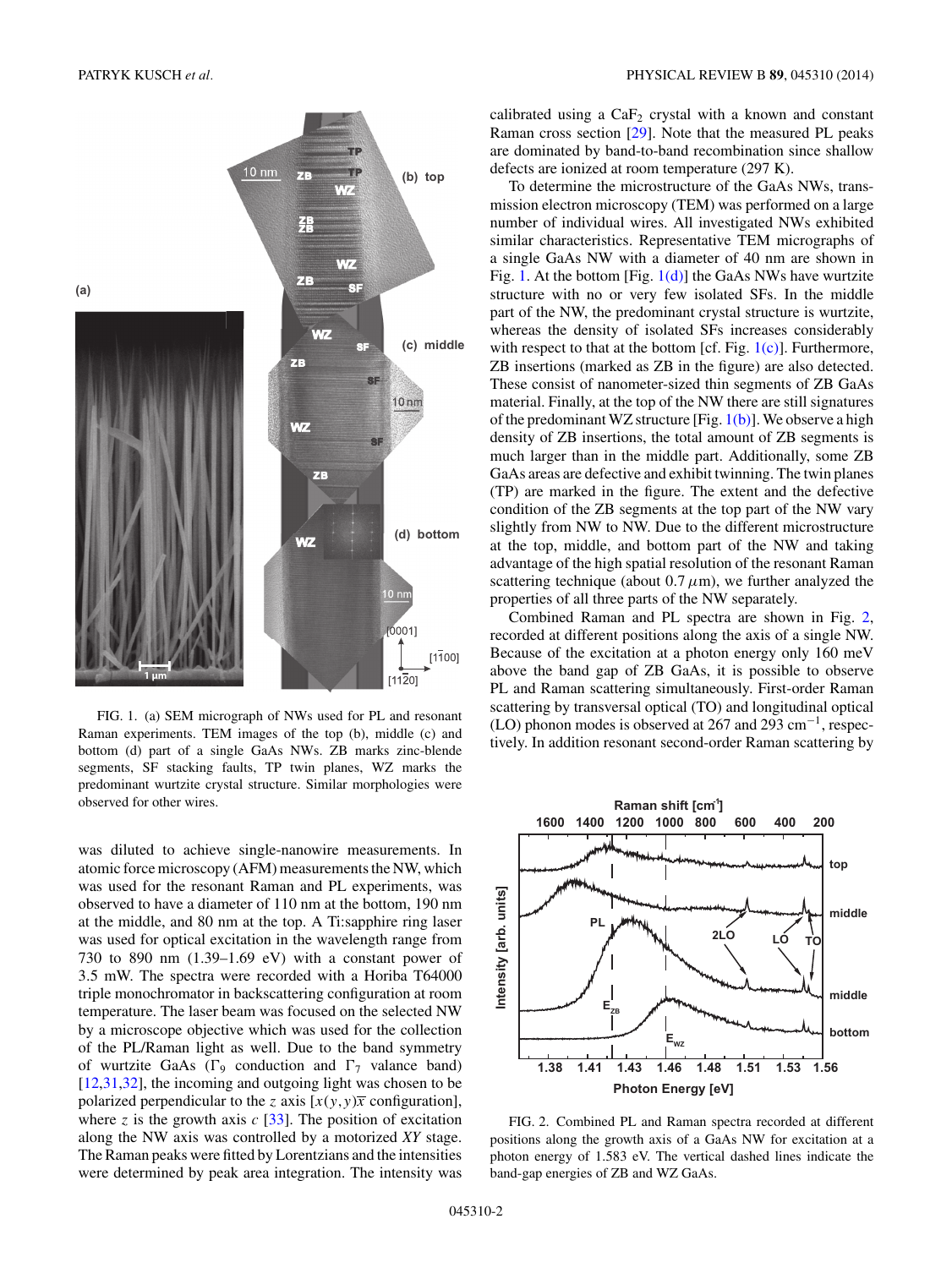FIG. 1. (a) SEM micrograph of NWs used for PL and resonant Raman experiments. TEM images of the top (b), middle (c) and bottom (d) part of a single GaAs NWs. ZB marks zinc-blende segments, SF stacking faults, TP twin planes, WZ marks the predominant wurtzite crystal structure. Similar morphologies were observed for other wires.

was diluted to achieve single-nanowire measurements. In atomic force microscopy (AFM) measurements the NW, which was used for the resonant Raman and PL experiments, was observed to have a diameter of 110 nm at the bottom, 190 nm at the middle, and 80 nm at the top. A Ti:sapphire ring laser was used for optical excitation in the wavelength range from 730 to 890 nm (1.39–1.69 eV) with a constant power of 3.5 mW. The spectra were recorded with a Horiba T64000 triple monochromator in backscattering configuration at room temperature. The laser beam was focused on the selected NW by a microscope objective which was used for the collection of the PL/Raman light as well. Due to the band symmetry of wurtzite GaAs ($\Gamma_9$ conduction and $\Gamma_7$ valance band) [12,31,32], the incoming and outgoing light was chosen to be polarized perpendicular to the $z$ axis [$x(y,y)\overline{x}$ configuration], where $z$ is the growth axis $c$ [33]. The position of excitation along the NW axis was controlled by a motorized $XY$ stage. The Raman peaks were fitted by Lorentzians and the intensities were determined by peak area integration. The intensity was calibrated using a $CaF_2$ crystal with a known and constant Raman cross section [29]. Note that the measured PL peaks are dominated by band-to-band recombination since shallow defects are ionized at room temperature (297 K).

To determine the microstructure of the GaAs NWs, transmission electron microscopy (TEM) was performed on a large number of individual wires. All investigated NWs exhibited similar characteristics. Representative TEM micrographs of a single GaAs NW with a diameter of 40 nm are shown in Fig. 1. At the bottom [Fig. 1(d)] the GaAs NWs have wurtzite structure with no or very few isolated SFs. In the middle part of the NW, the predominant crystal structure is wurtzite, whereas the density of isolated SFs increases considerably with respect to that at the bottom [cf. Fig. 1(c)]. Furthermore, ZB insertions (marked as ZB in the figure) are also detected. These consist of nanometer-sized thin segments of ZB GaAs material. Finally, at the top of the NW there are still signatures of the predominant WZ structure [Fig. 1(b)]. We observe a high density of ZB insertions, the total amount of ZB segments is much larger than in the middle part. Additionally, some ZB GaAs areas are defective and exhibit twinning. The twin planes (TP) are marked in the figure. The extent and the defective condition of the ZB segments at the top part of the NW vary slightly from NW to NW. Due to the different microstructure at the top, middle, and bottom part of the NW and taking advantage of the high spatial resolution of the resonant Raman scattering technique (about 0.7 $\mu$m), we further analyzed the properties of all three parts of the NW separately.

Combined Raman and PL spectra are shown in Fig. 2, recorded at different positions along the axis of a single NW. Because of the excitation at a photon energy only 160 meV above the band gap of ZB GaAs, it is possible to observe PL and Raman scattering simultaneously. First-order Raman scattering by transversal optical (TO) and longitudinal optical (LO) phonon modes is observed at 267 and 293 cm$^{-1}$, respectively. In addition resonant second-order Raman scattering by

FIG. 2. Combined PL and Raman spectra recorded at different positions along the growth axis of a GaAs NW for excitation at a photon energy of 1.583 eV. The vertical dashed lines indicate the band-gap energies of ZB and WZ GaAs.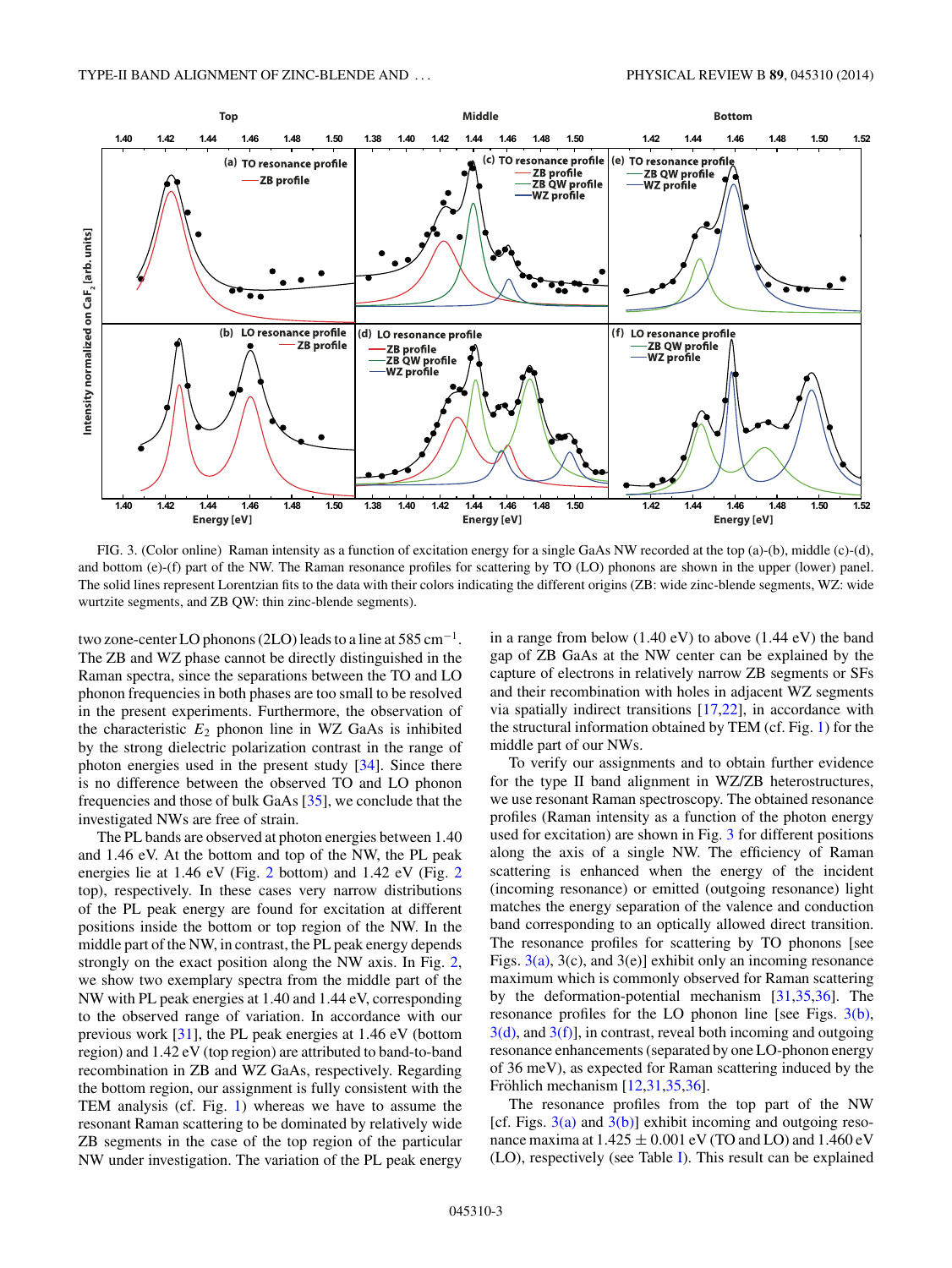FIG. 3. (Color online) Raman intensity as a function of excitation energy for a single GaAs NW recorded at the top (a)-(b), middle (c)-(d), and bottom (e)-(f) part of the NW. The Raman resonance profiles for scattering by TO (LO) phonons are shown in the upper (lower) panel. The solid lines represent Lorentzian fits to the data with their colors indicating the different origins (ZB: wide zinc-blende segments, WZ: wide wurtzite segments, and ZB QW: thin zinc-blende segments).

two zone-center LO phonons (2LO) leads to a line at 585 $\text{cm}^{-1}$. The ZB and WZ phase cannot be directly distinguished in the Raman spectra, since the separations between the TO and LO phonon frequencies in both phases are too small to be resolved in the present experiments. Furthermore, the observation of the characteristic $E_2$ phonon line in WZ GaAs is inhibited by the strong dielectric polarization contrast in the range of photon energies used in the present study [34]. Since there is no difference between the observed TO and LO phonon frequencies and those of bulk GaAs [35], we conclude that the investigated NWs are free of strain.

The PL bands are observed at photon energies between 1.40 and 1.46 eV. At the bottom and top of the NW, the PL peak energies lie at 1.46 eV (Fig. 2 bottom) and 1.42 eV (Fig. 2 top), respectively. In these cases very narrow distributions of the PL peak energy are found for excitation at different positions inside the bottom or top region of the NW. In the middle part of the NW, in contrast, the PL peak energy depends strongly on the exact position along the NW axis. In Fig. 2, we show two exemplary spectra from the middle part of the NW with PL peak energies at 1.40 and 1.44 eV, corresponding to the observed range of variation. In accordance with our previous work [31], the PL peak energies at 1.46 eV (bottom region) and 1.42 eV (top region) are attributed to band-to-band recombination in ZB and WZ GaAs, respectively. Regarding the bottom region, our assignment is fully consistent with the TEM analysis (cf. Fig. 1) whereas we have to assume the resonant Raman scattering to be dominated by relatively wide ZB segments in the case of the top region of the particular NW under investigation. The variation of the PL peak energy in a range from below (1.40 eV) to above (1.44 eV) the band gap of ZB GaAs at the NW center can be explained by the capture of electrons in relatively narrow ZB segments or SFs and their recombination with holes in adjacent WZ segments via spatially indirect transitions [17,22], in accordance with the structural information obtained by TEM (cf. Fig. 1) for the middle part of our NWs.

To verify our assignments and to obtain further evidence for the type II band alignment in WZ/ZB heterostructures, we use resonant Raman spectroscopy. The obtained resonance profiles (Raman intensity as a function of the photon energy used for excitation) are shown in Fig. 3 for different positions along the axis of a single NW. The efficiency of Raman scattering is enhanced when the energy of the incident (incoming resonance) or emitted (outgoing resonance) light matches the energy separation of the valence and conduction band corresponding to an optically allowed direct transition. The resonance profiles for scattering by TO phonons [see Figs. 3(a), 3(c), and 3(e)] exhibit only an incoming resonance maximum which is commonly observed for Raman scattering by the deformation-potential mechanism [31,35,36]. The resonance profiles for the LO phonon line [see Figs. 3(b), 3(d), and 3(f)], in contrast, reveal both incoming and outgoing resonance enhancements (separated by one LO-phonon energy of 36 meV), as expected for Raman scattering induced by the Fröhlich mechanism [12,31,35,36].

The resonance profiles from the top part of the NW [cf. Figs. 3(a) and 3(b)] exhibit incoming and outgoing resonance maxima at 1.425 ± 0.001 eV (TO and LO) and 1.460 eV (LO), respectively (see Table I). This result can be explained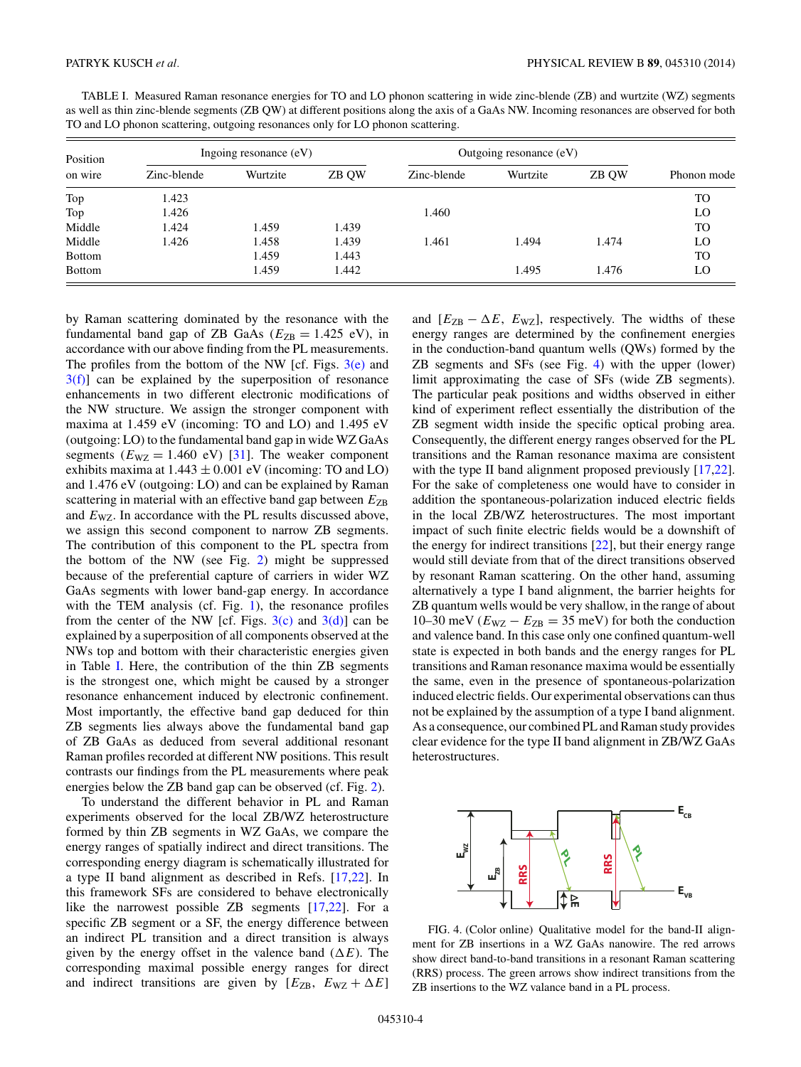TABLE I. Measured Raman resonance energies for TO and LO phonon scattering in wide zinc-blende (ZB) and wurtzite (WZ) segments as well as thin zinc-blende segments (ZB QW) at different positions along the axis of a GaAs NW. Incoming resonances are observed for both TO and LO phonon scattering, outgoing resonances only for LO phonon scattering.

| Position on wire | Ingoing resonance (eV) | | | Outgoing resonance (eV) | | | Phonon mode |
|---|---|---|---|---|---|---|---|
| | Zinc-blende | Wurtzite | ZB QW | Zinc-blende | Wurtzite | ZB QW | |
| Top | 1.423 | | | | | | TO |
| Top | 1.426 | | | 1.460 | | | LO |
| Middle | 1.424 | 1.459 | 1.439 | | | | TO |
| Middle | 1.426 | 1.458 | 1.439 | 1.461 | 1.494 | 1.474 | LO |
| Bottom | | 1.459 | 1.443 | | | | TO |
| Bottom | | 1.459 | 1.442 | | 1.495 | 1.476 | LO |

by Raman scattering dominated by the resonance with the fundamental band gap of ZB GaAs ($E_{ZB} = 1.425$ eV), in accordance with our above finding from the PL measurements. The profiles from the bottom of the NW [cf. Figs. 3(e) and 3(f)] can be explained by the superposition of resonance enhancements in two different electronic modifications of the NW structure. We assign the stronger component with maxima at 1.459 eV (incoming: TO and LO) and 1.495 eV (outgoing: LO) to the fundamental band gap in wide WZ GaAs segments ($E_{WZ} = 1.460$ eV) [31]. The weaker component exhibits maxima at $1.443 \pm 0.001$ eV (incoming: TO and LO) and 1.476 eV (outgoing: LO) and can be explained by Raman scattering in material with an effective band gap between $E_{ZB}$ and $E_{WZ}$. In accordance with the PL results discussed above, we assign this second component to narrow ZB segments. The contribution of this component to the PL spectra from the bottom of the NW (see Fig. 2) might be suppressed because of the preferential capture of carriers in wider WZ GaAs segments with lower band-gap energy. In accordance with the TEM analysis (cf. Fig. 1), the resonance profiles from the center of the NW [cf. Figs. 3(c) and 3(d)] can be explained by a superposition of all components observed at the NWs top and bottom with their characteristic energies given in Table I. Here, the contribution of the thin ZB segments is the strongest one, which might be caused by a stronger resonance enhancement induced by electronic confinement. Most importantly, the effective band gap deduced for thin ZB segments lies always above the fundamental band gap of ZB GaAs as deduced from several additional resonant Raman profiles recorded at different NW positions. This result contrasts our findings from the PL measurements where peak energies below the ZB band gap can be observed (cf. Fig. 2).

To understand the different behavior in PL and Raman experiments observed for the local ZB/WZ heterostructure formed by thin ZB segments in WZ GaAs, we compare the energy ranges of spatially indirect and direct transitions. The corresponding energy diagram is schematically illustrated for a type II band alignment as described in Refs. [17,22]. In this framework SFs are considered to behave electronically like the narrowest possible ZB segments [17,22]. For a specific ZB segment or a SF, the energy difference between an indirect PL transition and a direct transition is always given by the energy offset in the valence band ($\Delta E$). The corresponding maximal possible energy ranges for direct and indirect transitions are given by $[E_{ZB},\ E_{WZ} + \Delta E]$ and $[E_{ZB} - \Delta E,\ E_{WZ}]$, respectively. The widths of these energy ranges are determined by the confinement energies in the conduction-band quantum wells (QWs) formed by the ZB segments and SFs (see Fig. 4) with the upper (lower) limit approximating the case of SFs (wide ZB segments). The particular peak positions and widths observed in either kind of experiment reflect essentially the distribution of the ZB segment width inside the specific optical probing area. Consequently, the different energy ranges observed for the PL transitions and the Raman resonance maxima are consistent with the type II band alignment proposed previously [17,22]. For the sake of completeness one would have to consider in addition the spontaneous-polarization induced electric fields in the local ZB/WZ heterostructures. The most important impact of such finite electric fields would be a downshift of the energy for indirect transitions [22], but their energy range would still deviate from that of the direct transitions observed by resonant Raman scattering. On the other hand, assuming alternatively a type I band alignment, the barrier heights for ZB quantum wells would be very shallow, in the range of about 10–30 meV ($E_{WZ} - E_{ZB} = 35$ meV) for both the conduction and valence band. In this case only one confined quantum-well state is expected in both bands and the energy ranges for PL transitions and Raman resonance maxima would be essentially the same, even in the presence of spontaneous-polarization induced electric fields. Our experimental observations can thus not be explained by the assumption of a type I band alignment. As a consequence, our combined PL and Raman study provides clear evidence for the type II band alignment in ZB/WZ GaAs heterostructures.

FIG. 4. (Color online) Qualitative model for the band-II alignment for ZB insertions in a WZ GaAs nanowire. The red arrows show direct band-to-band transitions in a resonant Raman scattering (RRS) process. The green arrows show indirect transitions from the ZB insertions to the WZ valance band in a PL process.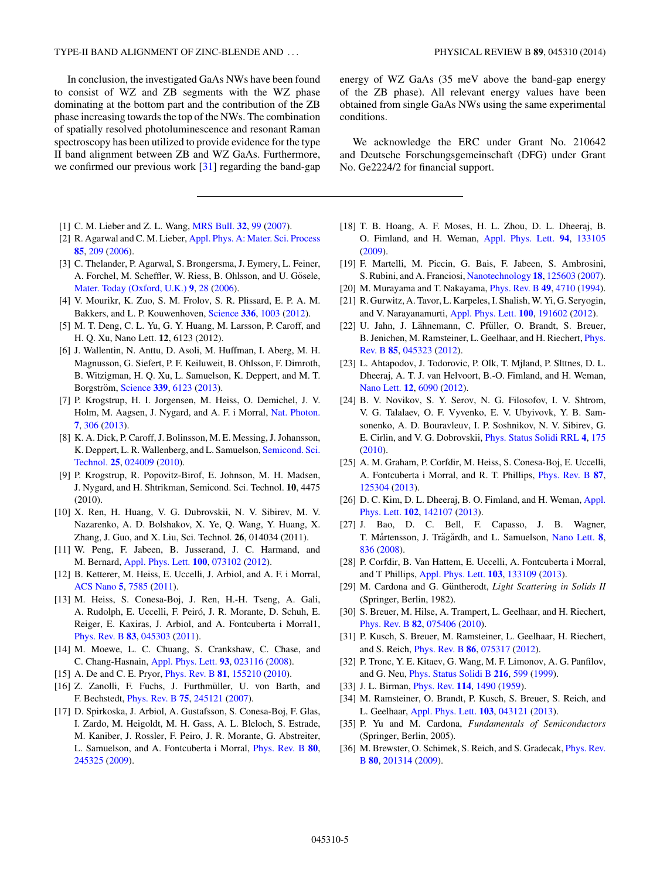In conclusion, the investigated GaAs NWs have been found to consist of WZ and ZB segments with the WZ phase dominating at the bottom part and the contribution of the ZB phase increasing towards the top of the NWs. The combination of spatially resolved photoluminescence and resonant Raman spectroscopy has been utilized to provide evidence for the type II band alignment between ZB and WZ GaAs. Furthermore, we confirmed our previous work [31] regarding the band-gap energy of WZ GaAs (35 meV above the band-gap energy of the ZB phase). All relevant energy values have been obtained from single GaAs NWs using the same experimental conditions.

We acknowledge the ERC under Grant No. 210642 and Deutsche Forschungsgemeinschaft (DFG) under Grant No. Ge2224/2 for financial support.

---

[1] C. M. Lieber and Z. L. Wang, MRS Bull. **32**, 99 (2007).

[2] R. Agarwal and C. M. Lieber, Appl. Phys. A: Mater. Sci. Process **85**, 209 (2006).

[3] C. Thelander, P. Agarwal, S. Brongersma, J. Eymery, L. Feiner, A. Forchel, M. Scheffler, W. Riess, B. Ohlsson, and U. Gösele, Mater. Today (Oxford, U.K.) **9**, 28 (2006).

[4] V. Mourikr, K. Zuo, S. M. Frolov, S. R. Plissard, E. P. A. M. Bakkers, and L. P. Kouwenhoven, Science **336**, 1003 (2012).

[5] M. T. Deng, C. L. Yu, G. Y. Huang, M. Larsson, P. Caroff, and H. Q. Xu, Nano Lett. **12**, 6123 (2012).

[6] J. Wallentin, N. Anttu, D. Asoli, M. Huffman, I. Aberg, M. H. Magnusson, G. Siefert, P. F. Keiluweit, B. Ohlsson, F. Dimroth, B. Witzigman, H. Q. Xu, L. Samuelson, K. Deppert, and M. T. Borgström, Science **339**, 6123 (2013).

[7] P. Krogstrup, H. I. Jorgensen, M. Heiss, O. Demichel, J. V. Holm, M. Aagsen, J. Nygard, and A. F. i Morral, Nat. Photon. **7**, 306 (2013).

[8] K. A. Dick, P. Caroff, J. Bolinsson, M. E. Messing, J. Johansson, K. Deppert, L. R. Wallenberg, and L. Samuelson, Semicond. Sci. Technol. **25**, 024009 (2010).

[9] P. Krogstrup, R. Popovitz-Birof, E. Johnson, M. H. Madsen, J. Nygard, and H. Shtrikman, Semicond. Sci. Technol. **10**, 4475 (2010).

[10] X. Ren, H. Huang, V. G. Dubrovskii, N. V. Sibirev, M. V. Nazarenko, A. D. Bolshakov, X. Ye, Q. Wang, Y. Huang, X. Zhang, J. Guo, and X. Liu, Sci. Technol. **26**, 014034 (2011).

[11] W. Peng, F. Jabeen, B. Jusserand, J. C. Harmand, and M. Bernard, Appl. Phys. Lett. **100**, 073102 (2012).

[12] B. Ketterer, M. Heiss, E. Uccelli, J. Arbiol, and A. F. i Morral, ACS Nano **5**, 7585 (2011).

[13] M. Heiss, S. Conesa-Boj, J. Ren, H.-H. Tseng, A. Gali, A. Rudolph, E. Uccelli, F. Peiró, J. R. Morante, D. Schuh, E. Reiger, E. Kaxiras, J. Arbiol, and A. Fontcuberta i Morral1, Phys. Rev. B **83**, 045303 (2011).

[14] M. Moewe, L. C. Chuang, S. Crankshaw, C. Chase, and C. Chang-Hasnain, Appl. Phys. Lett. **93**, 023116 (2008).

[15] A. De and C. E. Pryor, Phys. Rev. B **81**, 155210 (2010).

[16] Z. Zanolli, F. Fuchs, J. Furthmüller, U. von Barth, and F. Bechstedt, Phys. Rev. B **75**, 245121 (2007).

[17] D. Spirkoska, J. Arbiol, A. Gustafsson, S. Conesa-Boj, F. Glas, I. Zardo, M. Heigoldt, M. H. Gass, A. L. Bleloch, S. Estrade, M. Kaniber, J. Rossler, F. Peiro, J. R. Morante, G. Abstreiter, L. Samuelson, and A. Fontcuberta i Morral, Phys. Rev. B **80**, 245325 (2009).

[18] T. B. Hoang, A. F. Moses, H. L. Zhou, D. L. Dheeraj, B. O. Fimland, and H. Weman, Appl. Phys. Lett. **94**, 133105 (2009).

[19] F. Martelli, M. Piccin, G. Bais, F. Jabeen, S. Ambrosini, S. Rubini, and A. Franciosi, Nanotechnology **18**, 125603 (2007).

[20] M. Murayama and T. Nakayama, Phys. Rev. B **49**, 4710 (1994).

[21] R. Gurwitz, A. Tavor, L. Karpeles, I. Shalish, W. Yi, G. Seryogin, and V. Narayanamurti, Appl. Phys. Lett. **100**, 191602 (2012).

[22] U. Jahn, J. Lähnemann, C. Pfüller, O. Brandt, S. Breuer, B. Jenichen, M. Ramsteiner, L. Geelhaar, and H. Riechert, Phys. Rev. B **85**, 045323 (2012).

[23] L. Ahtapodov, J. Todorovic, P. Olk, T. Mjland, P. Slttnes, D. L. Dheeraj, A. T. J. van Helvoort, B.-O. Fimland, and H. Weman, Nano Lett. **12**, 6090 (2012).

[24] B. V. Novikov, S. Y. Serov, N. G. Filosofov, I. V. Shtrom, V. G. Talalaev, O. F. Vyvenko, E. V. Ubyivovk, Y. B. Samsonenko, A. D. Bouravleuv, I. P. Soshnikov, N. V. Sibirev, G. E. Cirlin, and V. G. Dobrovskii, Phys. Status Solidi RRL **4**, 175 (2010).

[25] A. M. Graham, P. Corfdir, M. Heiss, S. Conesa-Boj, E. Uccelli, A. Fontcuberta i Morral, and R. T. Phillips, Phys. Rev. B **87**, 125304 (2013).

[26] D. C. Kim, D. L. Dheeraj, B. O. Fimland, and H. Weman, Appl. Phys. Lett. **102**, 142107 (2013).

[27] J. Bao, D. C. Bell, F. Capasso, J. B. Wagner, T. Mårtensson, J. Trägårdh, and L. Samuelson, Nano Lett. **8**, 836 (2008).

[28] P. Corfdir, B. Van Hattem, E. Uccelli, A. Fontcuberta i Morral, and T Phillips, Appl. Phys. Lett. **103**, 133109 (2013).

[29] M. Cardona and G. Güntherodt, *Light Scattering in Solids II* (Springer, Berlin, 1982).

[30] S. Breuer, M. Hilse, A. Trampert, L. Geelhaar, and H. Riechert, Phys. Rev. B **82**, 075406 (2010).

[31] P. Kusch, S. Breuer, M. Ramsteiner, L. Geelhaar, H. Riechert, and S. Reich, Phys. Rev. B **86**, 075317 (2012).

[32] P. Tronc, Y. E. Kitaev, G. Wang, M. F. Limonov, A. G. Panfilov, and G. Neu, Phys. Status Solidi B **216**, 599 (1999).

[33] J. L. Birman, Phys. Rev. **114**, 1490 (1959).

[34] M. Ramsteiner, O. Brandt, P. Kusch, S. Breuer, S. Reich, and L. Geelhaar, Appl. Phys. Lett. **103**, 043121 (2013).

[35] P. Yu and M. Cardona, *Fundamentals of Semiconductors* (Springer, Berlin, 2005).

[36] M. Brewster, O. Schimek, S. Reich, and S. Gradecak, Phys. Rev. B **80**, 201314 (2009).